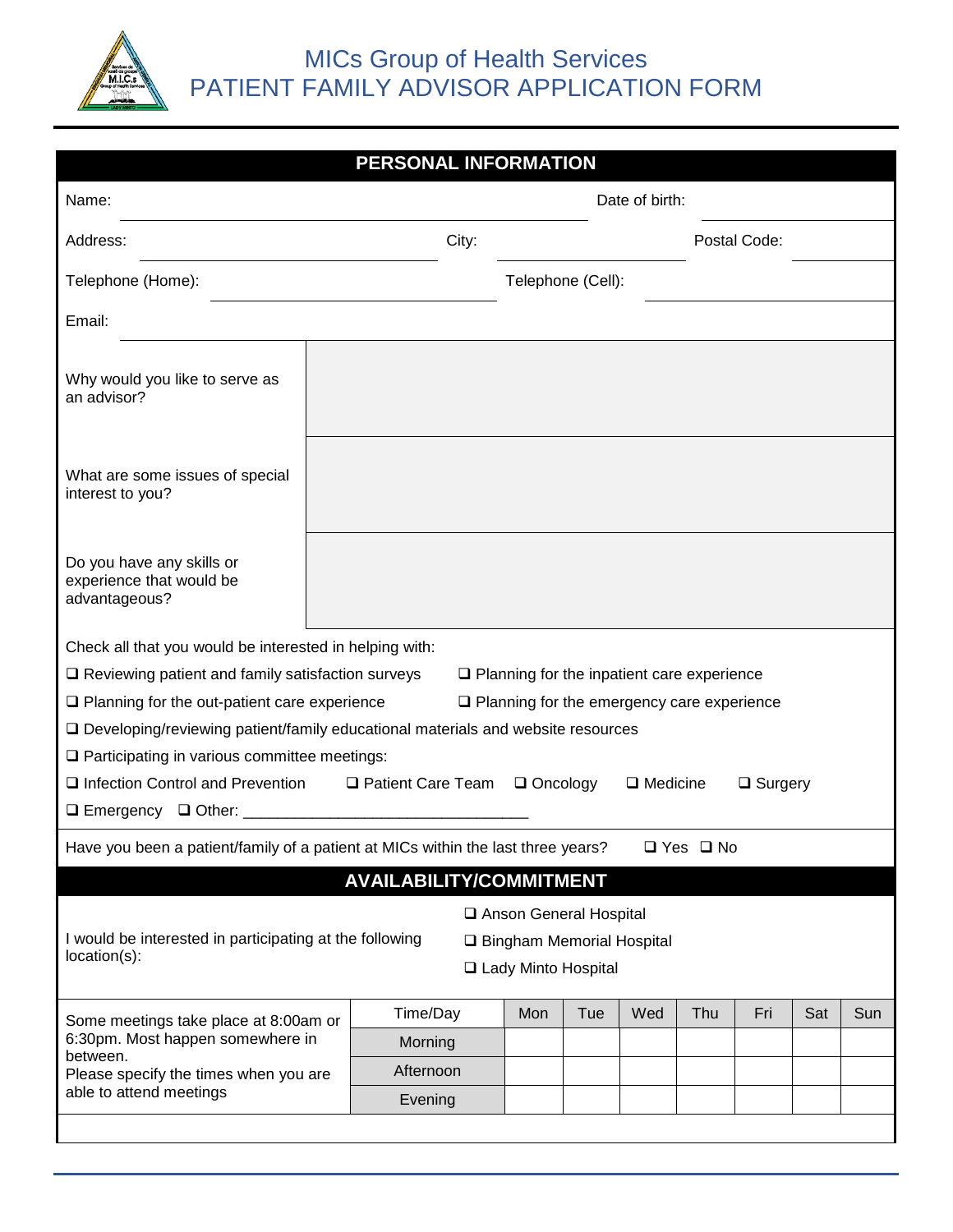# MICs Group of Health Services
# PATIENT FAMILY ADVISOR APPLICATION FORM

## PERSONAL INFORMATION

Name: ______________________________ Date of birth: ______________

Address: ______________________ City: ______________ Postal Code: __________

Telephone (Home): ______________________ Telephone (Cell): ______________________

Email: ________________________________________________

| | |
|---|---|
| Why would you like to serve as an advisor? | |
| What are some issues of special interest to you? | |
| Do you have any skills or experience that would be advantageous? | |

Check all that you would be interested in helping with:

- ❑ Reviewing patient and family satisfaction surveys
- ❑ Planning for the inpatient care experience
- ❑ Planning for the out-patient care experience
- ❑ Planning for the emergency care experience
- ❑ Developing/reviewing patient/family educational materials and website resources
- ❑ Participating in various committee meetings:
  - ❑ Infection Control and Prevention ❑ Patient Care Team ❑ Oncology ❑ Medicine ❑ Surgery
  - ❑ Emergency ❑ Other: ________________________________

Have you been a patient/family of a patient at MICs within the last three years? ❑ Yes ❑ No

## AVAILABILITY/COMMITMENT

I would be interested in participating at the following location(s):

- ❑ Anson General Hospital
- ❑ Bingham Memorial Hospital
- ❑ Lady Minto Hospital

Some meetings take place at 8:00am or 6:30pm. Most happen somewhere in between.
Please specify the times when you are able to attend meetings

| Time/Day | Mon | Tue | Wed | Thu | Fri | Sat | Sun |
|---|---|---|---|---|---|---|---|
| Morning | | | | | | | |
| Afternoon | | | | | | | |
| Evening | | | | | | | |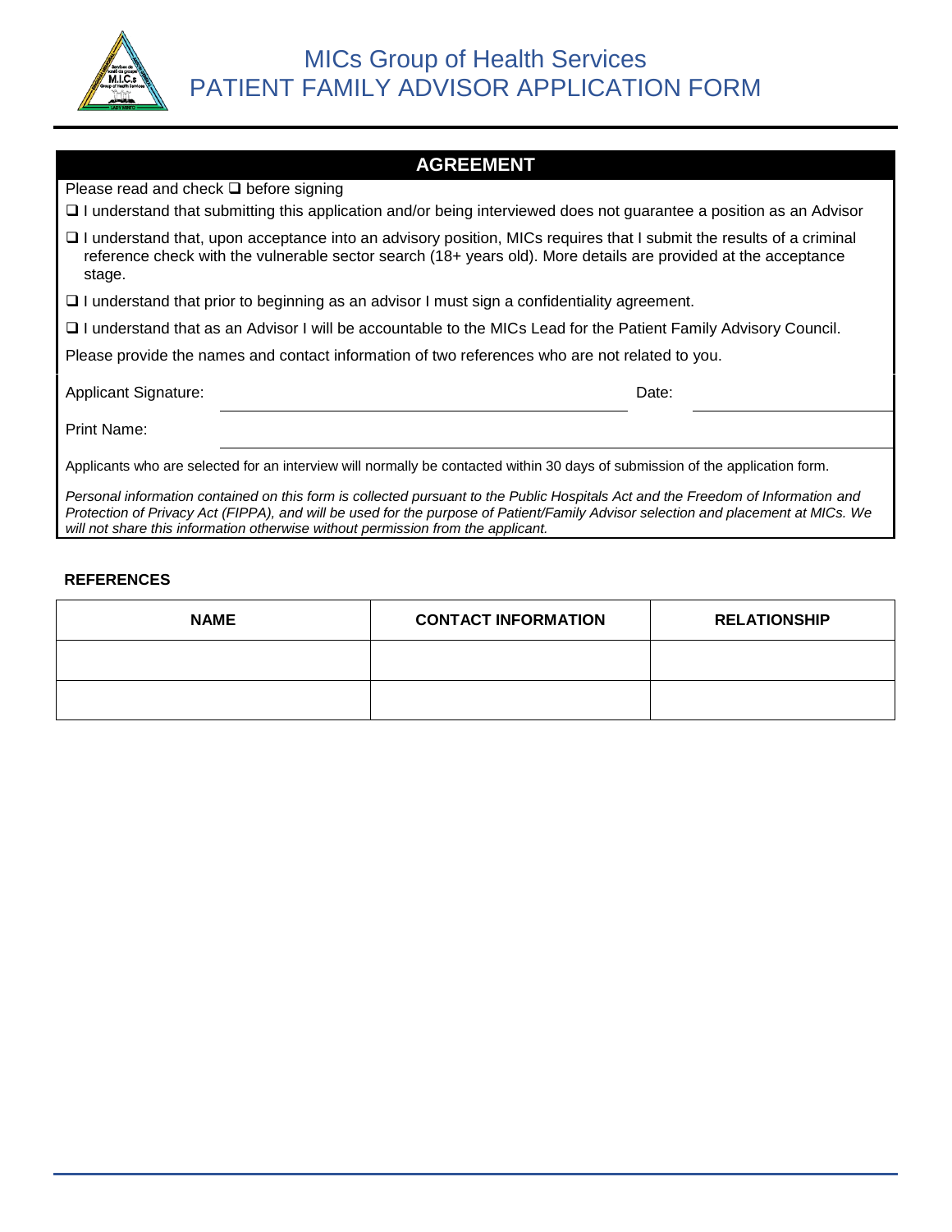# MICs Group of Health Services
# PATIENT FAMILY ADVISOR APPLICATION FORM

## AGREEMENT

Please read and check ❑ before signing

❑ I understand that submitting this application and/or being interviewed does not guarantee a position as an Advisor

❑ I understand that, upon acceptance into an advisory position, MICs requires that I submit the results of a criminal reference check with the vulnerable sector search (18+ years old). More details are provided at the acceptance stage.

❑ I understand that prior to beginning as an advisor I must sign a confidentiality agreement.

❑ I understand that as an Advisor I will be accountable to the MICs Lead for the Patient Family Advisory Council.

Please provide the names and contact information of two references who are not related to you.

Applicant Signature: ______________________________ Date: ______________

Print Name: ______________________________

Applicants who are selected for an interview will normally be contacted within 30 days of submission of the application form.

*Personal information contained on this form is collected pursuant to the Public Hospitals Act and the Freedom of Information and Protection of Privacy Act (FIPPA), and will be used for the purpose of Patient/Family Advisor selection and placement at MICs. We will not share this information otherwise without permission from the applicant.*

**REFERENCES**

| NAME | CONTACT INFORMATION | RELATIONSHIP |
|---|---|---|
| | | |
| | | |